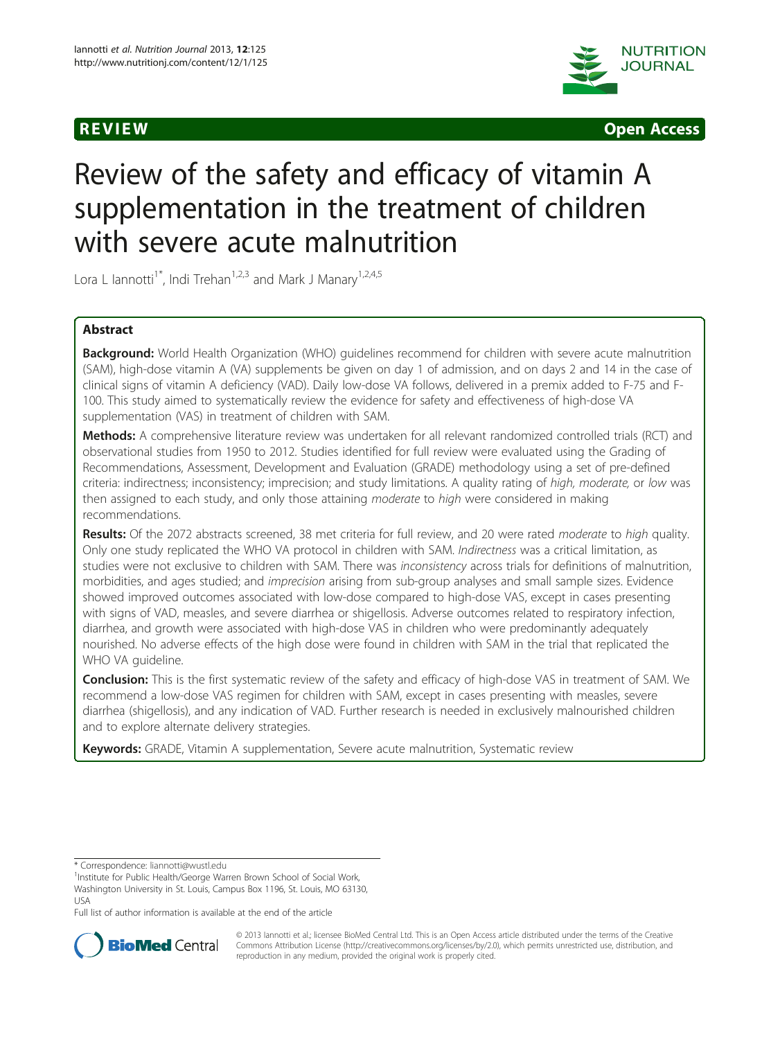REVIEW Open Access

# Review of the safety and efficacy of vitamin A supplementation in the treatment of children with severe acute malnutrition

Lora L Iannotti[1*], Indi Trehan[1,2,3] and Mark J Manary[1,2,4,5]

## Abstract

**Background:** World Health Organization (WHO) guidelines recommend for children with severe acute malnutrition (SAM), high-dose vitamin A (VA) supplements be given on day 1 of admission, and on days 2 and 14 in the case of clinical signs of vitamin A deficiency (VAD). Daily low-dose VA follows, delivered in a premix added to F-75 and F-100. This study aimed to systematically review the evidence for safety and effectiveness of high-dose VA supplementation (VAS) in treatment of children with SAM.

**Methods:** A comprehensive literature review was undertaken for all relevant randomized controlled trials (RCT) and observational studies from 1950 to 2012. Studies identified for full review were evaluated using the Grading of Recommendations, Assessment, Development and Evaluation (GRADE) methodology using a set of pre-defined criteria: indirectness; inconsistency; imprecision; and study limitations. A quality rating of *high, moderate,* or *low* was then assigned to each study, and only those attaining *moderate* to *high* were considered in making recommendations.

**Results:** Of the 2072 abstracts screened, 38 met criteria for full review, and 20 were rated *moderate* to *high* quality. Only one study replicated the WHO VA protocol in children with SAM. *Indirectness* was a critical limitation, as studies were not exclusive to children with SAM. There was *inconsistency* across trials for definitions of malnutrition, morbidities, and ages studied; and *imprecision* arising from sub-group analyses and small sample sizes. Evidence showed improved outcomes associated with low-dose compared to high-dose VAS, except in cases presenting with signs of VAD, measles, and severe diarrhea or shigellosis. Adverse outcomes related to respiratory infection, diarrhea, and growth were associated with high-dose VAS in children who were predominantly adequately nourished. No adverse effects of the high dose were found in children with SAM in the trial that replicated the WHO VA guideline.

**Conclusion:** This is the first systematic review of the safety and efficacy of high-dose VAS in treatment of SAM. We recommend a low-dose VAS regimen for children with SAM, except in cases presenting with measles, severe diarrhea (shigellosis), and any indication of VAD. Further research is needed in exclusively malnourished children and to explore alternate delivery strategies.

**Keywords:** GRADE, Vitamin A supplementation, Severe acute malnutrition, Systematic review

---

* Correspondence: liannotti@wustl.edu
[1]Institute for Public Health/George Warren Brown School of Social Work, Washington University in St. Louis, Campus Box 1196, St. Louis, MO 63130, USA
Full list of author information is available at the end of the article

© 2013 Iannotti et al.; licensee BioMed Central Ltd. This is an Open Access article distributed under the terms of the Creative Commons Attribution License (http://creativecommons.org/licenses/by/2.0), which permits unrestricted use, distribution, and reproduction in any medium, provided the original work is properly cited.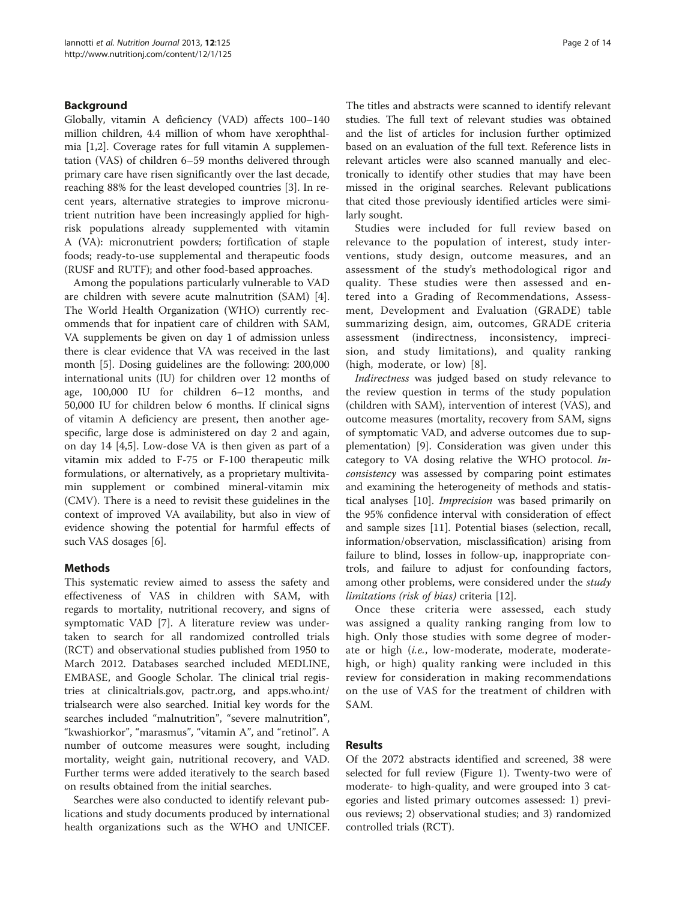## Background

Globally, vitamin A deficiency (VAD) affects 100–140 million children, 4.4 million of whom have xerophthalmia [1,2]. Coverage rates for full vitamin A supplementation (VAS) of children 6–59 months delivered through primary care have risen significantly over the last decade, reaching 88% for the least developed countries [3]. In recent years, alternative strategies to improve micronutrient nutrition have been increasingly applied for high-risk populations already supplemented with vitamin A (VA): micronutrient powders; fortification of staple foods; ready-to-use supplemental and therapeutic foods (RUSF and RUTF); and other food-based approaches.

Among the populations particularly vulnerable to VAD are children with severe acute malnutrition (SAM) [4]. The World Health Organization (WHO) currently recommends that for inpatient care of children with SAM, VA supplements be given on day 1 of admission unless there is clear evidence that VA was received in the last month [5]. Dosing guidelines are the following: 200,000 international units (IU) for children over 12 months of age, 100,000 IU for children 6–12 months, and 50,000 IU for children below 6 months. If clinical signs of vitamin A deficiency are present, then another age-specific, large dose is administered on day 2 and again, on day 14 [4,5]. Low-dose VA is then given as part of a vitamin mix added to F-75 or F-100 therapeutic milk formulations, or alternatively, as a proprietary multivitamin supplement or combined mineral-vitamin mix (CMV). There is a need to revisit these guidelines in the context of improved VA availability, but also in view of evidence showing the potential for harmful effects of such VAS dosages [6].

## Methods

This systematic review aimed to assess the safety and effectiveness of VAS in children with SAM, with regards to mortality, nutritional recovery, and signs of symptomatic VAD [7]. A literature review was undertaken to search for all randomized controlled trials (RCT) and observational studies published from 1950 to March 2012. Databases searched included MEDLINE, EMBASE, and Google Scholar. The clinical trial registries at clinicaltrials.gov, pactr.org, and apps.who.int/trialsearch were also searched. Initial key words for the searches included "malnutrition", "severe malnutrition", "kwashiorkor", "marasmus", "vitamin A", and "retinol". A number of outcome measures were sought, including mortality, weight gain, nutritional recovery, and VAD. Further terms were added iteratively to the search based on results obtained from the initial searches.

Searches were also conducted to identify relevant publications and study documents produced by international health organizations such as the WHO and UNICEF. The titles and abstracts were scanned to identify relevant studies. The full text of relevant studies was obtained and the list of articles for inclusion further optimized based on an evaluation of the full text. Reference lists in relevant articles were also scanned manually and electronically to identify other studies that may have been missed in the original searches. Relevant publications that cited those previously identified articles were similarly sought.

Studies were included for full review based on relevance to the population of interest, study interventions, study design, outcome measures, and an assessment of the study's methodological rigor and quality. These studies were then assessed and entered into a Grading of Recommendations, Assessment, Development and Evaluation (GRADE) table summarizing design, aim, outcomes, GRADE criteria assessment (indirectness, inconsistency, imprecision, and study limitations), and quality ranking (high, moderate, or low) [8].

*Indirectness* was judged based on study relevance to the review question in terms of the study population (children with SAM), intervention of interest (VAS), and outcome measures (mortality, recovery from SAM, signs of symptomatic VAD, and adverse outcomes due to supplementation) [9]. Consideration was given under this category to VA dosing relative the WHO protocol. *Inconsistency* was assessed by comparing point estimates and examining the heterogeneity of methods and statistical analyses [10]. *Imprecision* was based primarily on the 95% confidence interval with consideration of effect and sample sizes [11]. Potential biases (selection, recall, information/observation, misclassification) arising from failure to blind, losses in follow-up, inappropriate controls, and failure to adjust for confounding factors, among other problems, were considered under the *study limitations (risk of bias)* criteria [12].

Once these criteria were assessed, each study was assigned a quality ranking ranging from low to high. Only those studies with some degree of moderate or high (*i.e.*, low-moderate, moderate, moderate-high, or high) quality ranking were included in this review for consideration in making recommendations on the use of VAS for the treatment of children with SAM.

## Results

Of the 2072 abstracts identified and screened, 38 were selected for full review (Figure 1). Twenty-two were of moderate- to high-quality, and were grouped into 3 categories and listed primary outcomes assessed: 1) previous reviews; 2) observational studies; and 3) randomized controlled trials (RCT).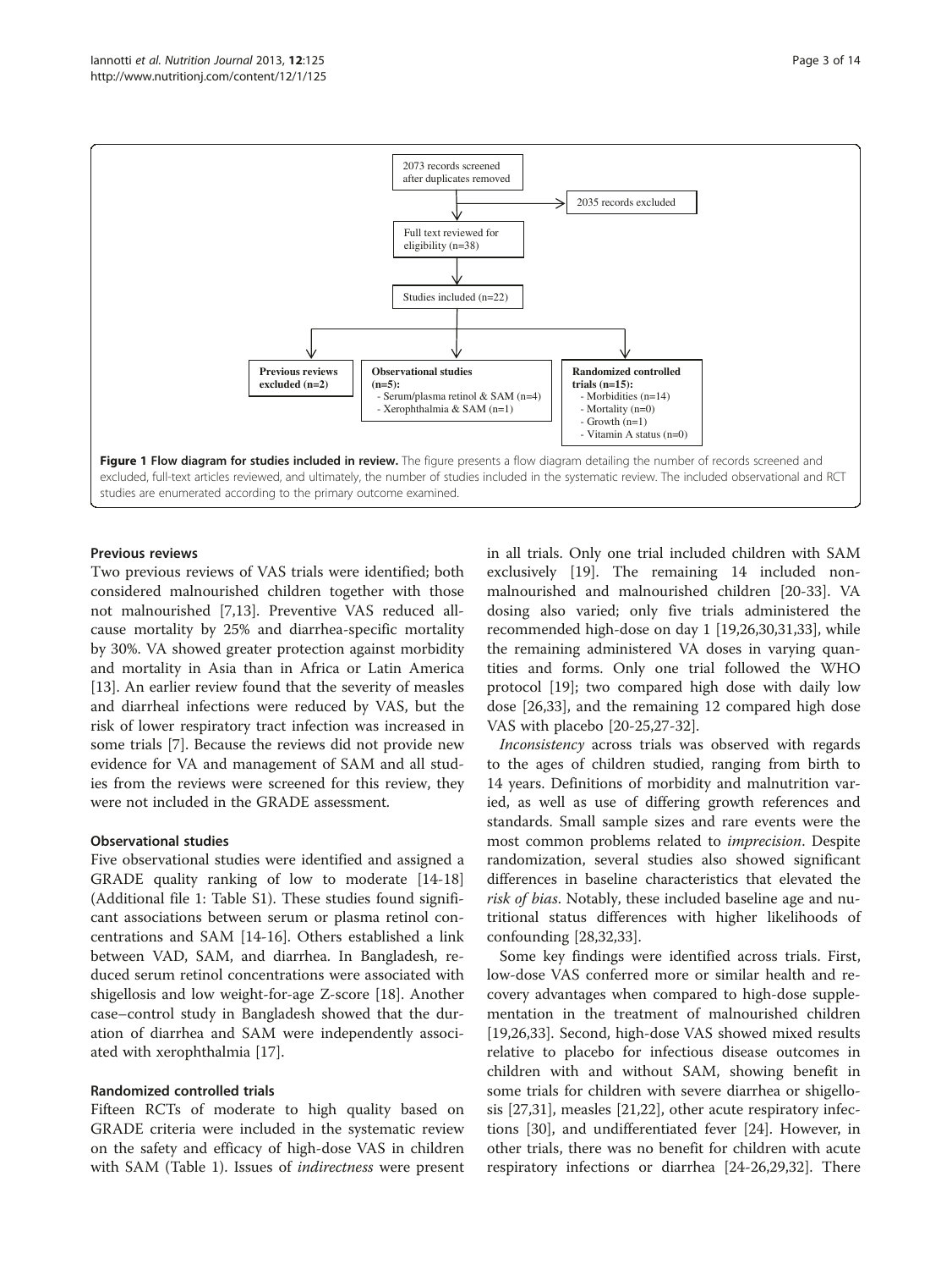2073 records screened after duplicates removed

2035 records excluded

Full text reviewed for eligibility (n=38)

Studies included (n=22)

**Previous reviews excluded (n=2)**

**Observational studies (n=5):**
- Serum/plasma retinol & SAM (n=4)
- Xerophthalmia & SAM (n=1)

**Randomized controlled trials (n=15):**
- Morbidities (n=14)
- Mortality (n=0)
- Growth (n=1)
- Vitamin A status (n=0)

**Figure 1 Flow diagram for studies included in review.** The figure presents a flow diagram detailing the number of records screened and excluded, full-text articles reviewed, and ultimately, the number of studies included in the systematic review. The included observational and RCT studies are enumerated according to the primary outcome examined.

### Previous reviews

Two previous reviews of VAS trials were identified; both considered malnourished children together with those not malnourished [7,13]. Preventive VAS reduced all-cause mortality by 25% and diarrhea-specific mortality by 30%. VA showed greater protection against morbidity and mortality in Asia than in Africa or Latin America [13]. An earlier review found that the severity of measles and diarrheal infections were reduced by VAS, but the risk of lower respiratory tract infection was increased in some trials [7]. Because the reviews did not provide new evidence for VA and management of SAM and all studies from the reviews were screened for this review, they were not included in the GRADE assessment.

### Observational studies

Five observational studies were identified and assigned a GRADE quality ranking of low to moderate [14-18] (Additional file 1: Table S1). These studies found significant associations between serum or plasma retinol concentrations and SAM [14-16]. Others established a link between VAD, SAM, and diarrhea. In Bangladesh, reduced serum retinol concentrations were associated with shigellosis and low weight-for-age Z-score [18]. Another case–control study in Bangladesh showed that the duration of diarrhea and SAM were independently associated with xerophthalmia [17].

### Randomized controlled trials

Fifteen RCTs of moderate to high quality based on GRADE criteria were included in the systematic review on the safety and efficacy of high-dose VAS in children with SAM (Table 1). Issues of *indirectness* were present in all trials. Only one trial included children with SAM exclusively [19]. The remaining 14 included non-malnourished and malnourished children [20-33]. VA dosing also varied; only five trials administered the recommended high-dose on day 1 [19,26,30,31,33], while the remaining administered VA doses in varying quantities and forms. Only one trial followed the WHO protocol [19]; two compared high dose with daily low dose [26,33], and the remaining 12 compared high dose VAS with placebo [20-25,27-32].

*Inconsistency* across trials was observed with regards to the ages of children studied, ranging from birth to 14 years. Definitions of morbidity and malnutrition varied, as well as use of differing growth references and standards. Small sample sizes and rare events were the most common problems related to *imprecision*. Despite randomization, several studies also showed significant differences in baseline characteristics that elevated the *risk of bias*. Notably, these included baseline age and nutritional status differences with higher likelihoods of confounding [28,32,33].

Some key findings were identified across trials. First, low-dose VAS conferred more or similar health and recovery advantages when compared to high-dose supplementation in the treatment of malnourished children [19,26,33]. Second, high-dose VAS showed mixed results relative to placebo for infectious disease outcomes in children with and without SAM, showing benefit in some trials for children with severe diarrhea or shigellosis [27,31], measles [21,22], other acute respiratory infections [30], and undifferentiated fever [24]. However, in other trials, there was no benefit for children with acute respiratory infections or diarrhea [24-26,29,32]. There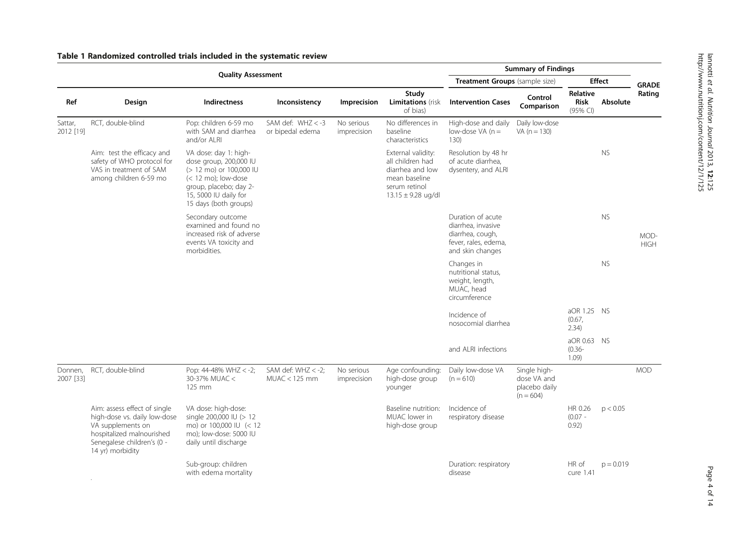**Table 1 Randomized controlled trials included in the systematic review**

| Quality Assessment | | | | | | Summary of Findings | | | | GRADE Rating |
|---|---|---|---|---|---|---|---|---|---|---|
| | | | | | | Treatment Groups (sample size) | | Effect | | |
| Ref | Design | Indirectness | Inconsistency | Imprecision | Study Limitations (risk of bias) | Intervention Cases | Control Comparison | Relative Risk (95% CI) | Absolute | |
| Sattar, 2012 [19] | RCT, double-blind | Pop: children 6-59 mo with SAM and diarrhea and/or ALRI | SAM def: WHZ < -3 or bipedal edema | No serious imprecision | No differences in baseline characteristics | High-dose and daily low-dose VA (n = 130) | Daily low-dose VA (n = 130) | | | MOD-HIGH |
| | Aim: test the efficacy and safety of WHO protocol for VAS in treatment of SAM among children 6-59 mo | VA dose: day 1: high-dose group, 200,000 IU (> 12 mo) or 100,000 IU (< 12 mo); low-dose group, placebo; day 2-15, 5000 IU daily for 15 days (both groups) | | | External validity: all children had diarrhea and low mean baseline serum retinol 13.15 ± 9.28 ug/dl | Resolution by 48 hr of acute diarrhea, dysentery, and ALRI | | | NS | |
| | | Secondary outcome examined and found no increased risk of adverse events VA toxicity and morbidities. | | | | Duration of acute diarrhea, invasive diarrhea, cough, fever, rales, edema, and skin changes | | | NS | |
| | | | | | | Changes in nutritional status, weight, length, MUAC, head circumference | | | NS | |
| | | | | | | Incidence of nosocomial diarrhea | | aOR 1.25 (0.67, 2.34) | NS | |
| | | | | | | and ALRI infections | | aOR 0.63 (0.36-1.09) | NS | |
| Donnen, 2007 [33] | RCT, double-blind | Pop: 44-48% WHZ < -2; 30-37% MUAC < 125 mm | SAM def: WHZ < -2; MUAC < 125 mm | No serious imprecision | Age confounding: high-dose group younger | Daily low-dose VA (n = 610) | Single high-dose VA and placebo daily (n = 604) | | | MOD |
| | Aim: assess effect of single high-dose vs. daily low-dose VA supplements on hospitalized malnourished Senegalese children's (0 - 14 yr) morbidity | VA dose: high-dose: single 200,000 IU (> 12 mo) or 100,000 IU (< 12 mo); low-dose: 5000 IU daily until discharge | | | Baseline nutrition: MUAC lower in high-dose group | Incidence of respiratory disease | | HR 0.26 (0.07 - 0.92) | $p < 0.05$ | |
| | | Sub-group: children with edema mortality | | | | Duration: respiratory disease | | HR of cure 1.41 | $p = 0.019$ | |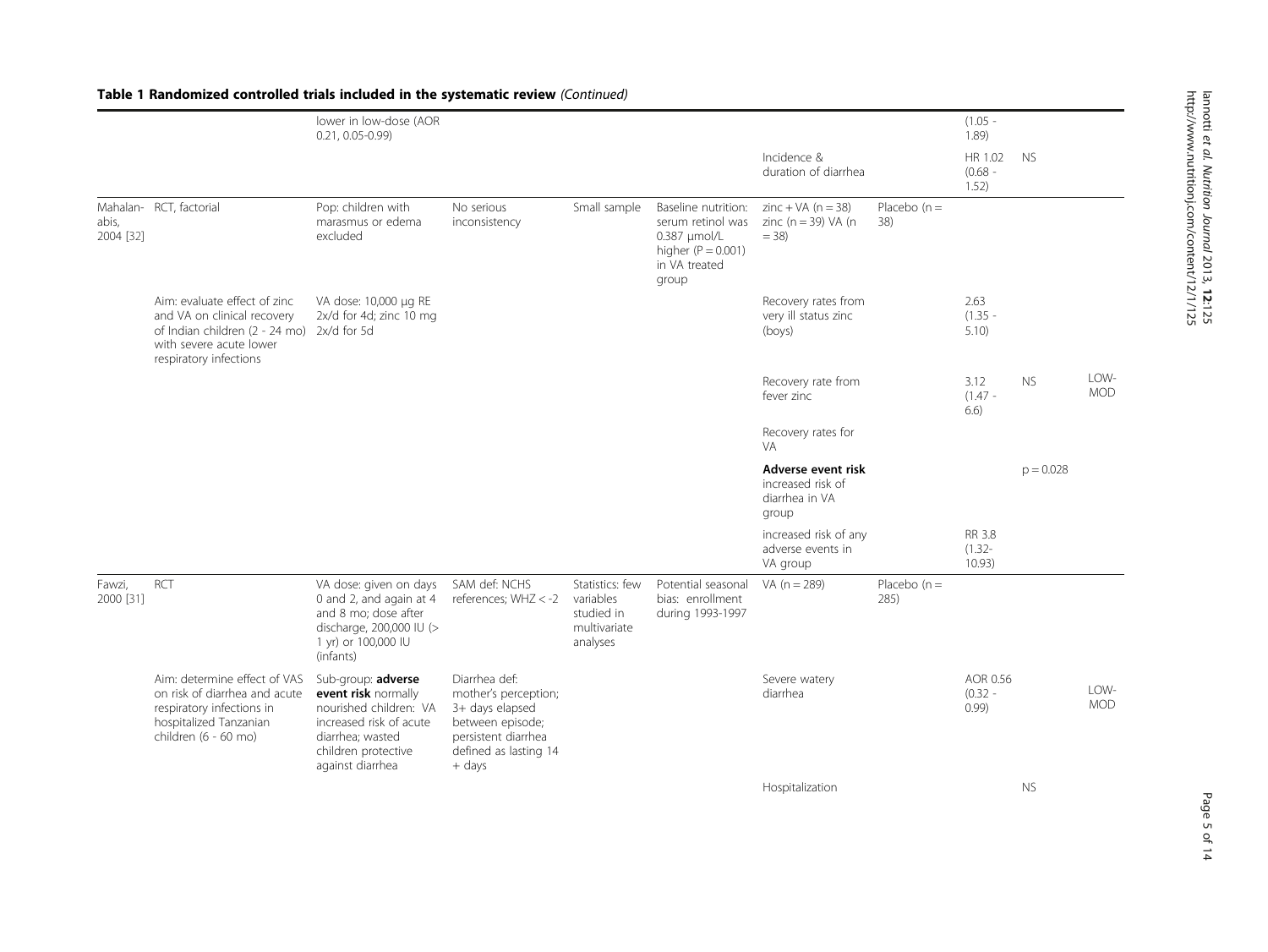**Table 1 Randomized controlled trials included in the systematic review** *(Continued)*

| | | | | | | | | | | |
|---|---|---|---|---|---|---|---|---|---|---|
| | | lower in low-dose (AOR 0.21, 0.05-0.99) | | | | | | (1.05 - 1.89) | | |
| | | | | | | Incidence & duration of diarrhea | | HR 1.02 (0.68 - 1.52) | NS | |
| Mahalanabis, 2004 [32] | RCT, factorial | Pop: children with marasmus or edema excluded | No serious inconsistency | Small sample | Baseline nutrition: serum retinol was 0.387 μmol/L higher (P = 0.001) in VA treated group | zinc + VA (n = 38) zinc (n = 39) VA (n = 38) | Placebo (n = 38) | | | |
| | Aim: evaluate effect of zinc and VA on clinical recovery of Indian children (2 - 24 mo) with severe acute lower respiratory infections | VA dose: 10,000 μg RE 2x/d for 4d; zinc 10 mg 2x/d for 5d | | | | Recovery rates from very ill status zinc (boys) | | 2.63 (1.35 - 5.10) | | |
| | | | | | | Recovery rate from fever zinc | | 3.12 (1.47 - 6.6) | NS | LOW-MOD |
| | | | | | | Recovery rates for VA | | | | |
| | | | | | | **Adverse event risk** increased risk of diarrhea in VA group | | | p = 0.028 | |
| | | | | | | increased risk of any adverse events in VA group | | RR 3.8 (1.32- 10.93) | | |
| Fawzi, 2000 [31] | RCT | VA dose: given on days 0 and 2, and again at 4 and 8 mo; dose after discharge, 200,000 IU (> 1 yr) or 100,000 IU (infants) | SAM def: NCHS references; WHZ < -2 | Statistics: few variables studied in multivariate analyses | Potential seasonal bias: enrollment during 1993-1997 | VA (n = 289) | Placebo (n = 285) | | | |
| | Aim: determine effect of VAS on risk of diarrhea and acute respiratory infections in hospitalized Tanzanian children (6 - 60 mo) | Sub-group: **adverse event risk** normally nourished children: VA increased risk of acute diarrhea; wasted children protective against diarrhea | Diarrhea def: mother's perception; 3+ days elapsed between episode; persistent diarrhea defined as lasting 14 + days | | | Severe watery diarrhea | | AOR 0.56 (0.32 - 0.99) | | LOW-MOD |
| | | | | | | Hospitalization | | | NS | |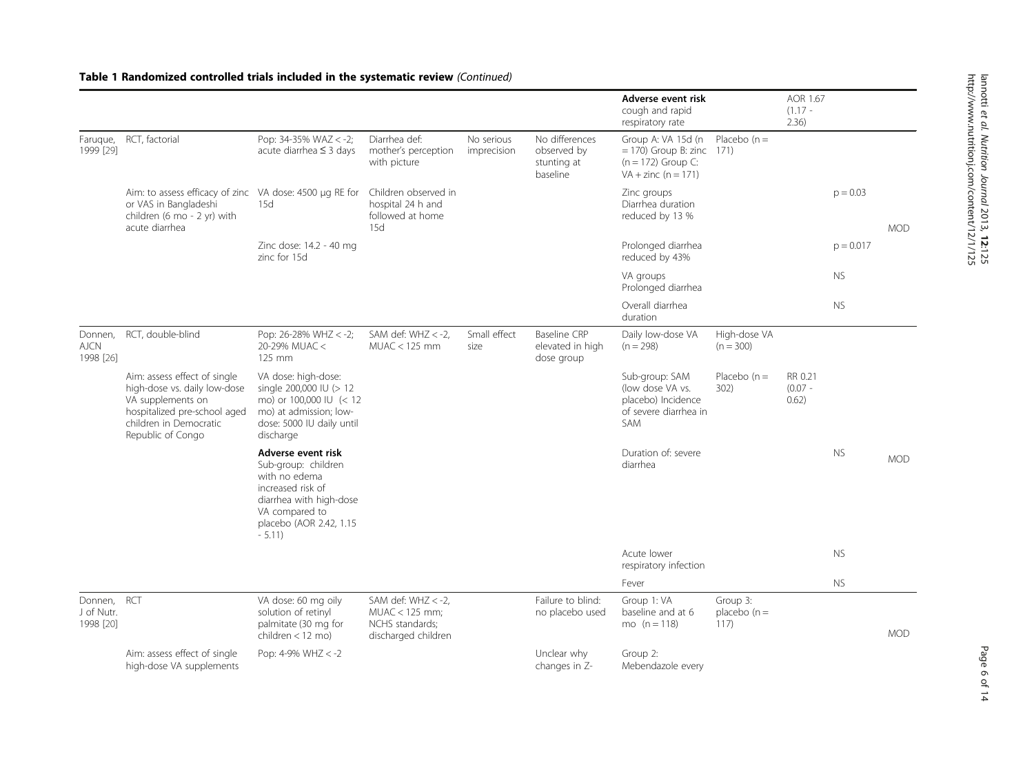**Table 1 Randomized controlled trials included in the systematic review** *(Continued)*

| | | | | | | | | | | |
|---|---|---|---|---|---|---|---|---|---|---|
| | | | | | | **Adverse event risk** cough and rapid respiratory rate | | AOR 1.67 (1.17 - 2.36) | | |
| Faruque, 1999 [29] | RCT, factorial | Pop: 34-35% WAZ < -2; acute diarrhea ≤ 3 days | Diarrhea def: mother's perception with picture | No serious imprecision | No differences observed by stunting at baseline | Group A: VA 15d (n = 170) Group B: zinc (n = 172) Group C: VA + zinc (n = 171) | Placebo (n = 171) | | | |
| | Aim: to assess efficacy of zinc or VAS in Bangladeshi children (6 mo - 2 yr) with acute diarrhea | VA dose: 4500 μg RE for 15d | Children observed in hospital 24 h and followed at home 15d | | | Zinc groups Diarrhea duration reduced by 13 % | | | p = 0.03 | MOD |
| | | Zinc dose: 14.2 - 40 mg zinc for 15d | | | | Prolonged diarrhea reduced by 43% | | | p = 0.017 | |
| | | | | | | VA groups Prolonged diarrhea | | | NS | |
| | | | | | | Overall diarrhea duration | | | NS | |
| Donnen, AJCN 1998 [26] | RCT, double-blind | Pop: 26-28% WHZ < -2; 20-29% MUAC < 125 mm | SAM def: WHZ < -2, MUAC < 125 mm | Small effect size | Baseline CRP elevated in high dose group | Daily low-dose VA (n = 298) | High-dose VA (n = 300) | | | |
| | Aim: assess effect of single high-dose vs. daily low-dose VA supplements on hospitalized pre-school aged children in Democratic Republic of Congo | VA dose: high-dose: single 200,000 IU (> 12 mo) or 100,000 IU (< 12 mo) at admission; low-dose: 5000 IU daily until discharge | | | | Sub-group: SAM (low dose VA vs. placebo) Incidence of severe diarrhea in SAM | Placebo (n = 302) | RR 0.21 (0.07 - 0.62) | | |
| | | **Adverse event risk** Sub-group: children with no edema increased risk of diarrhea with high-dose VA compared to placebo (AOR 2.42, 1.15 - 5.11) | | | | Duration of: severe diarrhea | | | NS | MOD |
| | | | | | | Acute lower respiratory infection | | | NS | |
| | | | | | | Fever | | | NS | |
| Donnen, J of Nutr. 1998 [20] | RCT | VA dose: 60 mg oily solution of retinyl palmitate (30 mg for children < 12 mo) | SAM def: WHZ < -2, MUAC < 125 mm; NCHS standards; discharged children | | Failure to blind: no placebo used | Group 1: VA baseline and at 6 mo (n = 118) | Group 3: placebo (n = 117) | | | MOD |
| | Aim: assess effect of single high-dose VA supplements | Pop: 4-9% WHZ < -2 | | | Unclear why changes in Z- | Group 2: Mebendazole every | | | | |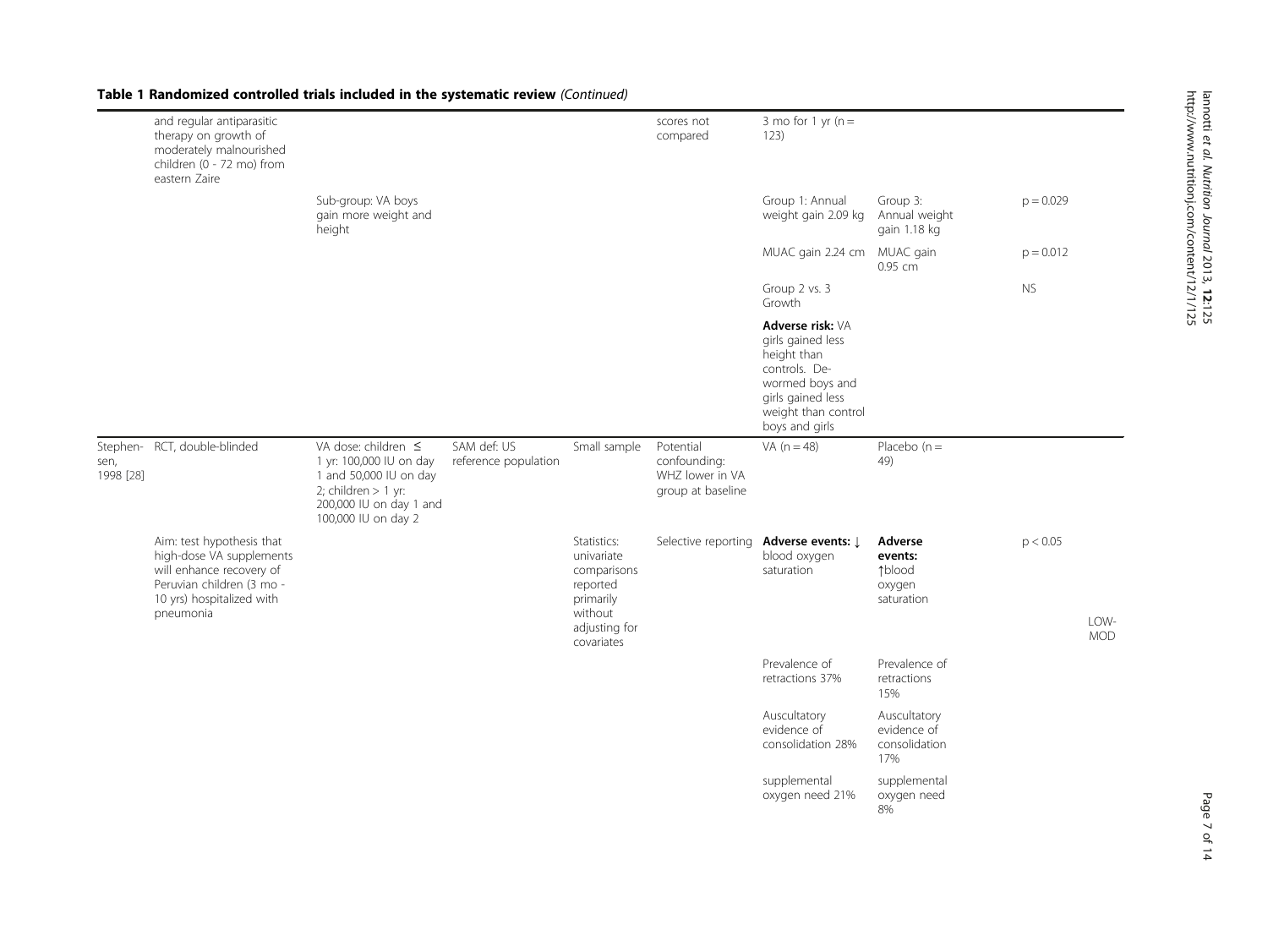**Table 1 Randomized controlled trials included in the systematic review** *(Continued)*

| | | | | | | | | | |
|---|---|---|---|---|---|---|---|---|---|
| | and regular antiparasitic therapy on growth of moderately malnourished children (0 - 72 mo) from eastern Zaire | | | | scores not compared | 3 mo for 1 yr (n = 123) | | | |
| | | Sub-group: VA boys gain more weight and height | | | | Group 1: Annual weight gain 2.09 kg | Group 3: Annual weight gain 1.18 kg | p = 0.029 | |
| | | | | | | MUAC gain 2.24 cm | MUAC gain 0.95 cm | p = 0.012 | |
| | | | | | | Group 2 vs. 3 Growth | | NS | |
| | | | | | | **Adverse risk:** VA girls gained less height than controls. De-wormed boys and girls gained less weight than control boys and girls | | | |
| Stephensen, 1998 [28] | RCT, double-blinded | VA dose: children ≤ 1 yr: 100,000 IU on day 1 and 50,000 IU on day 2; children > 1 yr: 200,000 IU on day 1 and 100,000 IU on day 2 | SAM def: US reference population | Small sample | Potential confounding: WHZ lower in VA group at baseline | VA (n = 48) | Placebo (n = 49) | | |
| | Aim: test hypothesis that high-dose VA supplements will enhance recovery of Peruvian children (3 mo - 10 yrs) hospitalized with pneumonia | | | Statistics: univariate comparisons reported primarily without adjusting for covariates | Selective reporting | **Adverse events:** ↓ blood oxygen saturation | **Adverse events:** ↑blood oxygen saturation | p < 0.05 | LOW-MOD |
| | | | | | | Prevalence of retractions 37% | Prevalence of retractions 15% | | |
| | | | | | | Auscultatory evidence of consolidation 28% | Auscultatory evidence of consolidation 17% | | |
| | | | | | | supplemental oxygen need 21% | supplemental oxygen need 8% | | |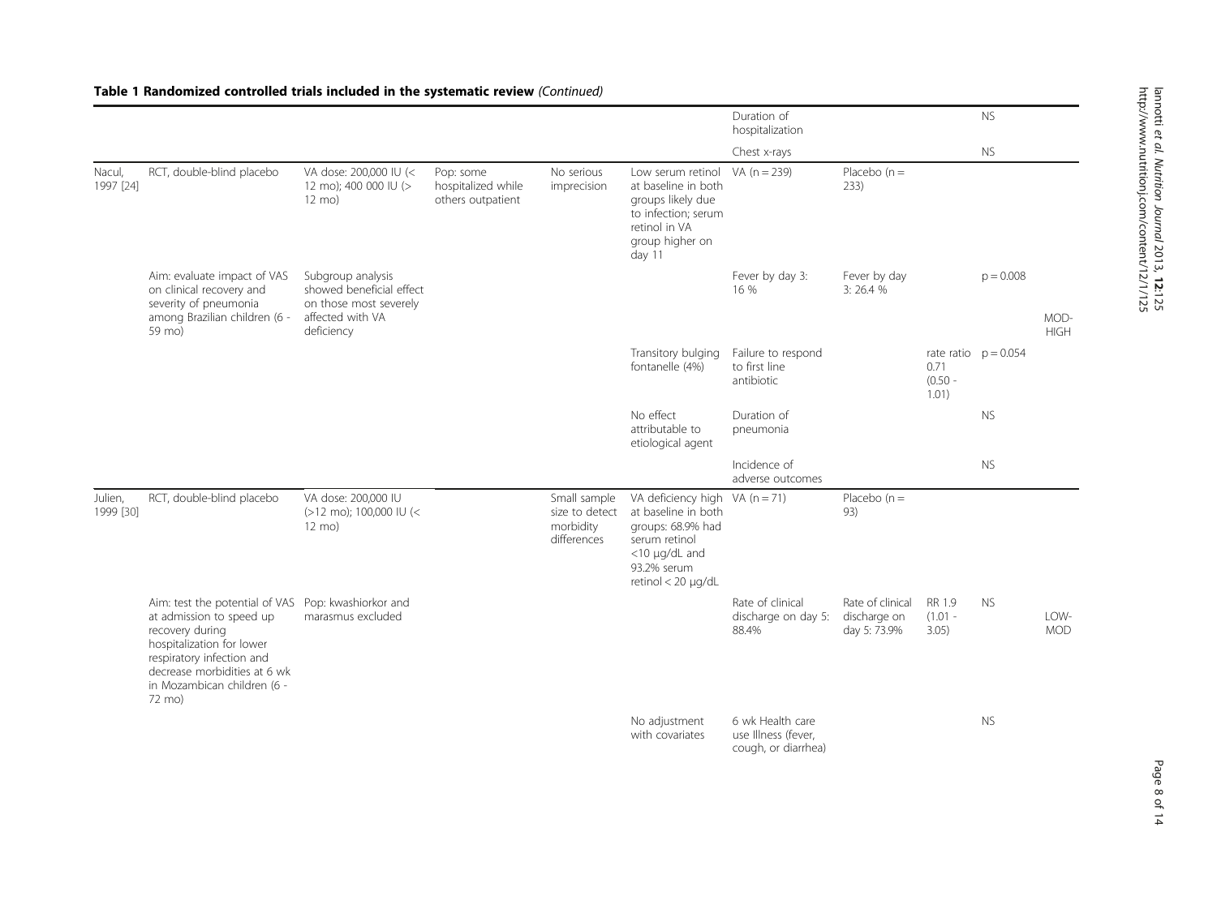**Table 1 Randomized controlled trials included in the systematic review** *(Continued)*

| | | | | | | | | | | |
|---|---|---|---|---|---|---|---|---|---|---|
| | | | | | | Duration of hospitalization | | | NS | |
| | | | | | | Chest x-rays | | | NS | |
| Nacul, 1997 [24] | RCT, double-blind placebo | VA dose: 200,000 IU (< 12 mo); 400 000 IU (> 12 mo) | Pop: some hospitalized while others outpatient | No serious imprecision | Low serum retinol at baseline in both groups likely due to infection; serum retinol in VA group higher on day 11 | VA (n = 239) | Placebo (n = 233) | | | |
| | Aim: evaluate impact of VAS on clinical recovery and severity of pneumonia among Brazilian children (6 - 59 mo) | Subgroup analysis showed beneficial effect on those most severely affected with VA deficiency | | | | Fever by day 3: 16 % | Fever by day 3: 26.4 % | | p = 0.008 | MOD-HIGH |
| | | | | | Transitory bulging fontanelle (4%) | Failure to respond to first line antibiotic | | rate ratio 0.71 (0.50 - 1.01) | p = 0.054 | |
| | | | | | No effect attributable to etiological agent | Duration of pneumonia | | | NS | |
| | | | | | | Incidence of adverse outcomes | | | NS | |
| Julien, 1999 [30] | RCT, double-blind placebo | VA dose: 200,000 IU (>12 mo); 100,000 IU (< 12 mo) | | Small sample size to detect morbidity differences | VA deficiency high at baseline in both groups: 68.9% had serum retinol <10 μg/dL and 93.2% serum retinol < 20 μg/dL | VA (n = 71) | Placebo (n = 93) | | | |
| | Aim: test the potential of VAS at admission to speed up recovery during hospitalization for lower respiratory infection and decrease morbidities at 6 wk in Mozambican children (6 - 72 mo) | Pop: kwashiorkor and marasmus excluded | | | | Rate of clinical discharge on day 5: 88.4% | Rate of clinical discharge on day 5: 73.9% | RR 1.9 (1.01 - 3.05) | NS | LOW-MOD |
| | | | | | No adjustment with covariates | 6 wk Health care use Illness (fever, cough, or diarrhea) | | | NS | |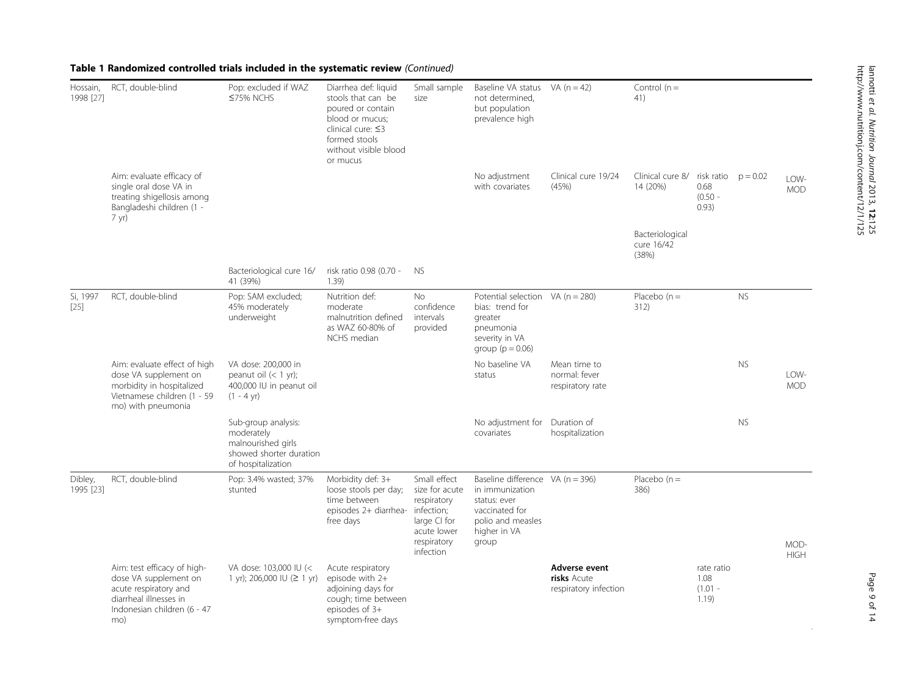**Table 1 Randomized controlled trials included in the systematic review** *(Continued)*

| | | | | | | | | | | |
|---|---|---|---|---|---|---|---|---|---|---|
| Hossain, 1998 [27] | RCT, double-blind | Pop: excluded if WAZ ≤75% NCHS | Diarrhea def: liquid stools that can be poured or contain blood or mucus; clinical cure: ≤3 formed stools without visible blood or mucus | Small sample size | Baseline VA status not determined, but population prevalence high | VA (n = 42) | Control (n = 41) | | | |
| | Aim: evaluate efficacy of single oral dose VA in treating shigellosis among Bangladeshi children (1 - 7 yr) | | | | No adjustment with covariates | Clinical cure 19/24 (45%) | Clinical cure 8/14 (20%) | risk ratio 0.68 (0.50 - 0.93) | p = 0.02 | LOW-MOD |
| | | | | | | | Bacteriological cure 16/42 (38%) | | | |
| | | Bacteriological cure 16/41 (39%) | risk ratio 0.98 (0.70 - 1.39) | NS | | | | | | |
| Si, 1997 [25] | RCT, double-blind | Pop: SAM excluded; 45% moderately underweight | Nutrition def: moderate malnutrition defined as WAZ 60-80% of NCHS median | No confidence intervals provided | Potential selection bias: trend for greater pneumonia severity in VA group (p = 0.06) | VA (n = 280) | Placebo (n = 312) | | NS | |
| | Aim: evaluate effect of high dose VA supplement on morbidity in hospitalized Vietnamese children (1 - 59 mo) with pneumonia | VA dose: 200,000 in peanut oil (< 1 yr); 400,000 IU in peanut oil (1 - 4 yr) | | | No baseline VA status | Mean time to normal: fever respiratory rate | | | NS | LOW-MOD |
| | | Sub-group analysis: moderately malnourished girls showed shorter duration of hospitalization | | | No adjustment for covariates | Duration of hospitalization | | | NS | |
| Dibley, 1995 [23] | RCT, double-blind | Pop: 3.4% wasted; 37% stunted | Morbidity def: 3+ loose stools per day; time between episodes 2+ diarrhea-free days | Small effect size for acute respiratory infection; large CI for acute lower respiratory infection | Baseline difference in immunization status: ever vaccinated for polio and measles higher in VA group | VA (n = 396) | Placebo (n = 386) | | | MOD-HIGH |
| | Aim: test efficacy of high-dose VA supplement on acute respiratory and diarrheal illnesses in Indonesian children (6 - 47 mo) | VA dose: 103,000 IU (< 1 yr); 206,000 IU (≥ 1 yr) | Acute respiratory episode with 2+ adjoining days for cough; time between episodes of 3+ symptom-free days | | | **Adverse event risks** Acute respiratory infection | | rate ratio 1.08 (1.01 - 1.19) | | |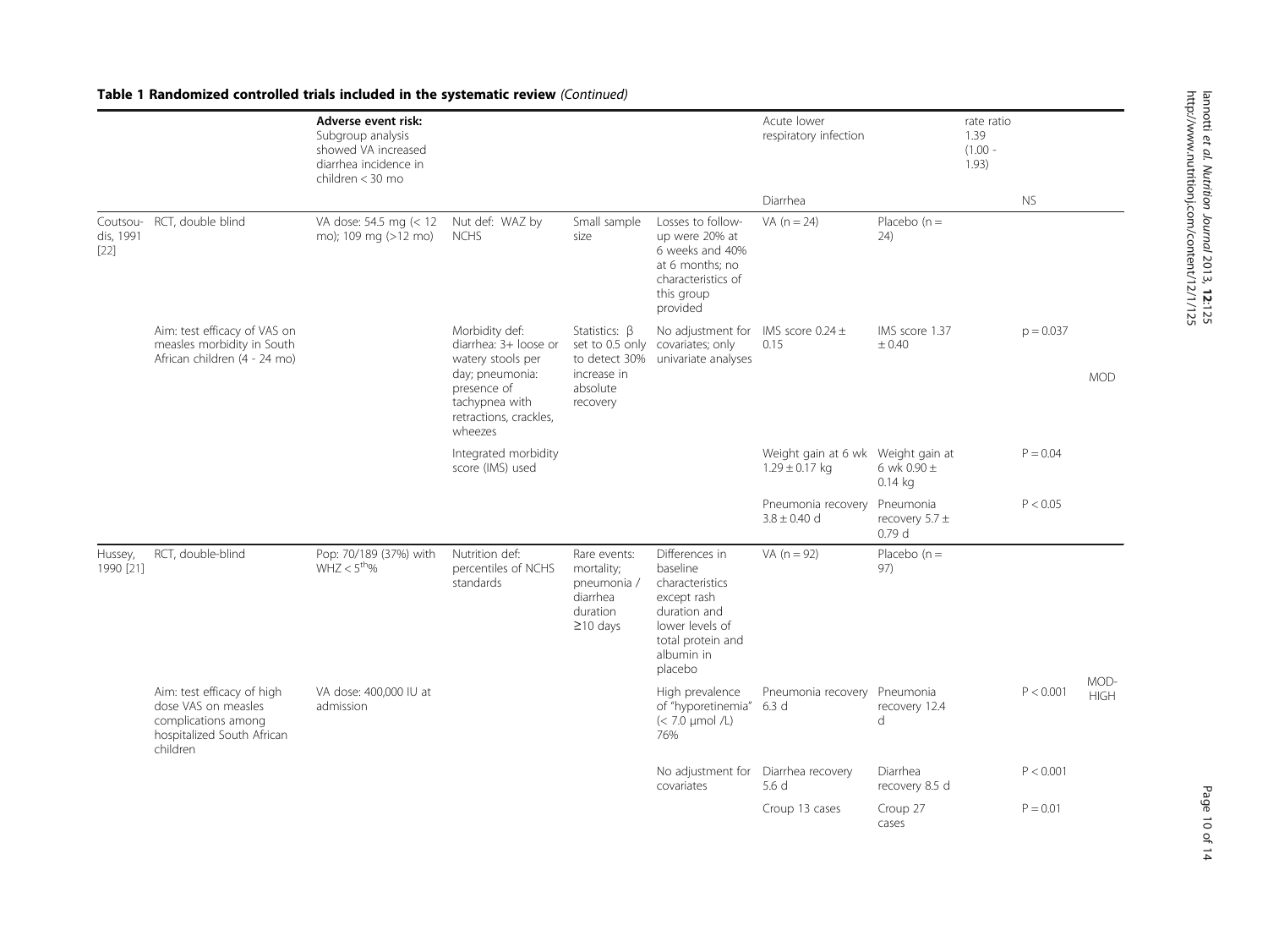**Table 1 Randomized controlled trials included in the systematic review** *(Continued)*

| | | | | | | | | | | |
|---|---|---|---|---|---|---|---|---|---|---|
| | | **Adverse event risk:** Subgroup analysis showed VA increased diarrhea incidence in children < 30 mo | | | | Acute lower respiratory infection | | rate ratio 1.39 (1.00 - 1.93) | | |
| | | | | | | Diarrhea | | | NS | |
| Coutsoudis, 1991 [22] | RCT, double blind | VA dose: 54.5 mg (< 12 mo); 109 mg (>12 mo) | Nut def: WAZ by NCHS | Small sample size | Losses to follow-up were 20% at 6 weeks and 40% at 6 months; no characteristics of this group provided | VA (n = 24) | Placebo (n = 24) | | | |
| | Aim: test efficacy of VAS on measles morbidity in South African children (4 - 24 mo) | | Morbidity def: diarrhea: 3+ loose or watery stools per day; pneumonia: presence of tachypnea with retractions, crackles, wheezes | Statistics: β set to 0.5 only to detect 30% increase in absolute recovery | No adjustment for covariates; only univariate analyses | IMS score 0.24 ± 0.15 | IMS score 1.37 ± 0.40 | | p = 0.037 | MOD |
| | | | Integrated morbidity score (IMS) used | | | Weight gain at 6 wk 1.29 ± 0.17 kg | Weight gain at 6 wk 0.90 ± 0.14 kg | | P = 0.04 | |
| | | | | | | Pneumonia recovery 3.8 ± 0.40 d | Pneumonia recovery 5.7 ± 0.79 d | | P < 0.05 | |
| Hussey, 1990 [21] | RCT, double-blind | Pop: 70/189 (37%) with WHZ < 5[th]% | Nutrition def: percentiles of NCHS standards | Rare events: mortality; pneumonia / diarrhea duration ≥10 days | Differences in baseline characteristics except rash duration and lower levels of total protein and albumin in placebo | VA (n = 92) | Placebo (n = 97) | | | |
| | Aim: test efficacy of high dose VAS on measles complications among hospitalized South African children | VA dose: 400,000 IU at admission | | | High prevalence of "hyporetinemia" (< 7.0 μmol /L) 76% | Pneumonia recovery 6.3 d | Pneumonia recovery 12.4 d | | P < 0.001 | MOD-HIGH |
| | | | | | No adjustment for covariates | Diarrhea recovery 5.6 d | Diarrhea recovery 8.5 d | | P < 0.001 | |
| | | | | | | Croup 13 cases | Croup 27 cases | | P = 0.01 | |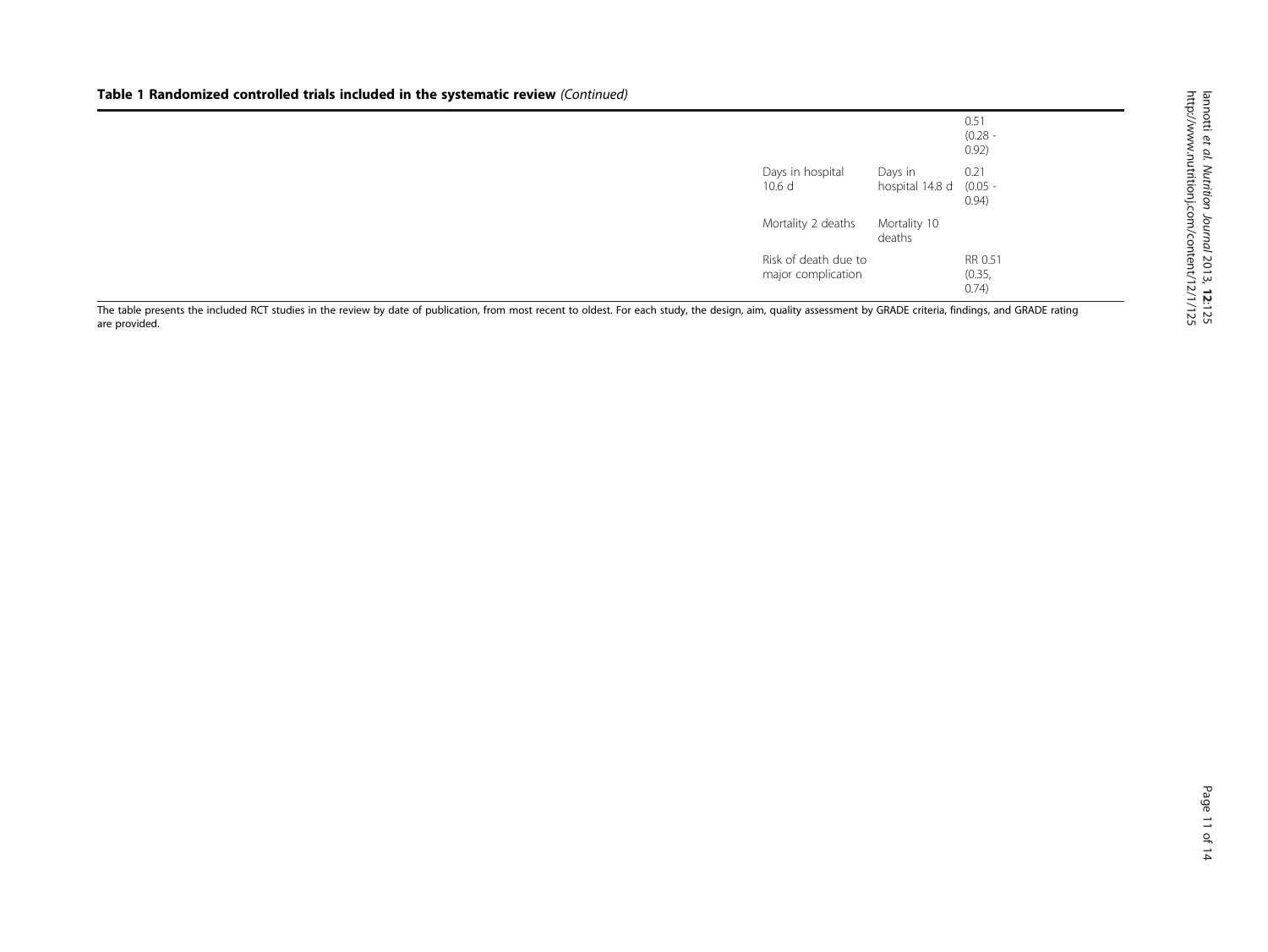**Table 1 Randomized controlled trials included in the systematic review** *(Continued)*

| | | |
|---|---|---|
| | | 0.51 (0.28 - 0.92) |
| Days in hospital 10.6 d | Days in hospital 14.8 d | 0.21 (0.05 - 0.94) |
| Mortality 2 deaths | Mortality 10 deaths | |
| Risk of death due to major complication | | RR 0.51 (0.35, 0.74) |

The table presents the included RCT studies in the review by date of publication, from most recent to oldest. For each study, the design, aim, quality assessment by GRADE criteria, findings, and GRADE rating are provided.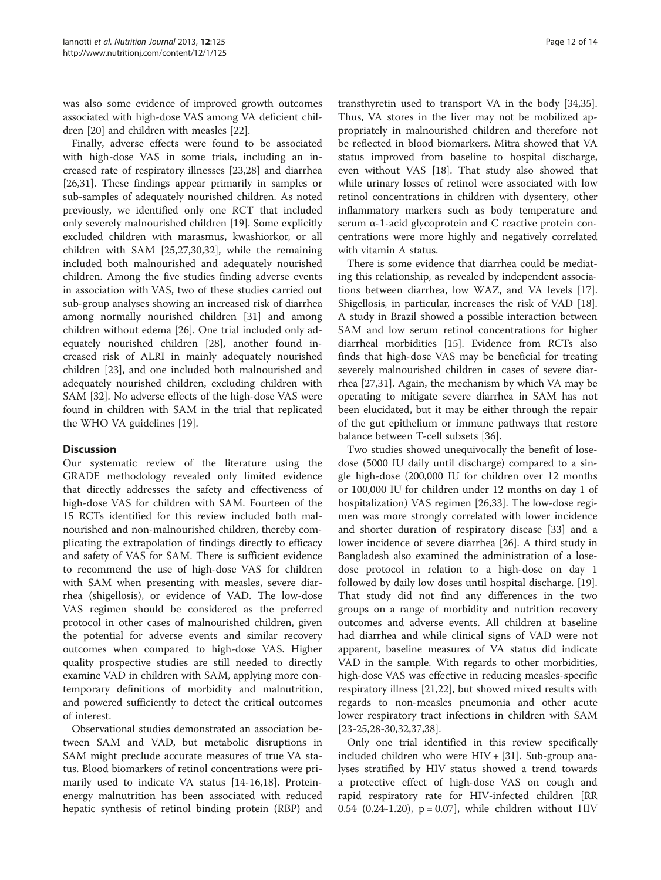was also some evidence of improved growth outcomes associated with high-dose VAS among VA deficient children [20] and children with measles [22].

Finally, adverse effects were found to be associated with high-dose VAS in some trials, including an increased rate of respiratory illnesses [23,28] and diarrhea [26,31]. These findings appear primarily in samples or sub-samples of adequately nourished children. As noted previously, we identified only one RCT that included only severely malnourished children [19]. Some explicitly excluded children with marasmus, kwashiorkor, or all children with SAM [25,27,30,32], while the remaining included both malnourished and adequately nourished children. Among the five studies finding adverse events in association with VAS, two of these studies carried out sub-group analyses showing an increased risk of diarrhea among normally nourished children [31] and among children without edema [26]. One trial included only adequately nourished children [28], another found increased risk of ALRI in mainly adequately nourished children [23], and one included both malnourished and adequately nourished children, excluding children with SAM [32]. No adverse effects of the high-dose VAS were found in children with SAM in the trial that replicated the WHO VA guidelines [19].

## Discussion

Our systematic review of the literature using the GRADE methodology revealed only limited evidence that directly addresses the safety and effectiveness of high-dose VAS for children with SAM. Fourteen of the 15 RCTs identified for this review included both malnourished and non-malnourished children, thereby complicating the extrapolation of findings directly to efficacy and safety of VAS for SAM. There is sufficient evidence to recommend the use of high-dose VAS for children with SAM when presenting with measles, severe diarrhea (shigellosis), or evidence of VAD. The low-dose VAS regimen should be considered as the preferred protocol in other cases of malnourished children, given the potential for adverse events and similar recovery outcomes when compared to high-dose VAS. Higher quality prospective studies are still needed to directly examine VAD in children with SAM, applying more contemporary definitions of morbidity and malnutrition, and powered sufficiently to detect the critical outcomes of interest.

Observational studies demonstrated an association between SAM and VAD, but metabolic disruptions in SAM might preclude accurate measures of true VA status. Blood biomarkers of retinol concentrations were primarily used to indicate VA status [14-16,18]. Protein-energy malnutrition has been associated with reduced hepatic synthesis of retinol binding protein (RBP) and transthyretin used to transport VA in the body [34,35]. Thus, VA stores in the liver may not be mobilized appropriately in malnourished children and therefore not be reflected in blood biomarkers. Mitra showed that VA status improved from baseline to hospital discharge, even without VAS [18]. That study also showed that while urinary losses of retinol were associated with low retinol concentrations in children with dysentery, other inflammatory markers such as body temperature and serum α-1-acid glycoprotein and C reactive protein concentrations were more highly and negatively correlated with vitamin A status.

There is some evidence that diarrhea could be mediating this relationship, as revealed by independent associations between diarrhea, low WAZ, and VA levels [17]. Shigellosis, in particular, increases the risk of VAD [18]. A study in Brazil showed a possible interaction between SAM and low serum retinol concentrations for higher diarrheal morbidities [15]. Evidence from RCTs also finds that high-dose VAS may be beneficial for treating severely malnourished children in cases of severe diarrhea [27,31]. Again, the mechanism by which VA may be operating to mitigate severe diarrhea in SAM has not been elucidated, but it may be either through the repair of the gut epithelium or immune pathways that restore balance between T-cell subsets [36].

Two studies showed unequivocally the benefit of lose-dose (5000 IU daily until discharge) compared to a single high-dose (200,000 IU for children over 12 months or 100,000 IU for children under 12 months on day 1 of hospitalization) VAS regimen [26,33]. The low-dose regimen was more strongly correlated with lower incidence and shorter duration of respiratory disease [33] and a lower incidence of severe diarrhea [26]. A third study in Bangladesh also examined the administration of a lose-dose protocol in relation to a high-dose on day 1 followed by daily low doses until hospital discharge. [19]. That study did not find any differences in the two groups on a range of morbidity and nutrition recovery outcomes and adverse events. All children at baseline had diarrhea and while clinical signs of VAD were not apparent, baseline measures of VA status did indicate VAD in the sample. With regards to other morbidities, high-dose VAS was effective in reducing measles-specific respiratory illness [21,22], but showed mixed results with regards to non-measles pneumonia and other acute lower respiratory tract infections in children with SAM [23-25,28-30,32,37,38].

Only one trial identified in this review specifically included children who were HIV + [31]. Sub-group analyses stratified by HIV status showed a trend towards a protective effect of high-dose VAS on cough and rapid respiratory rate for HIV-infected children [RR 0.54 (0.24-1.20), $p = 0.07$], while children without HIV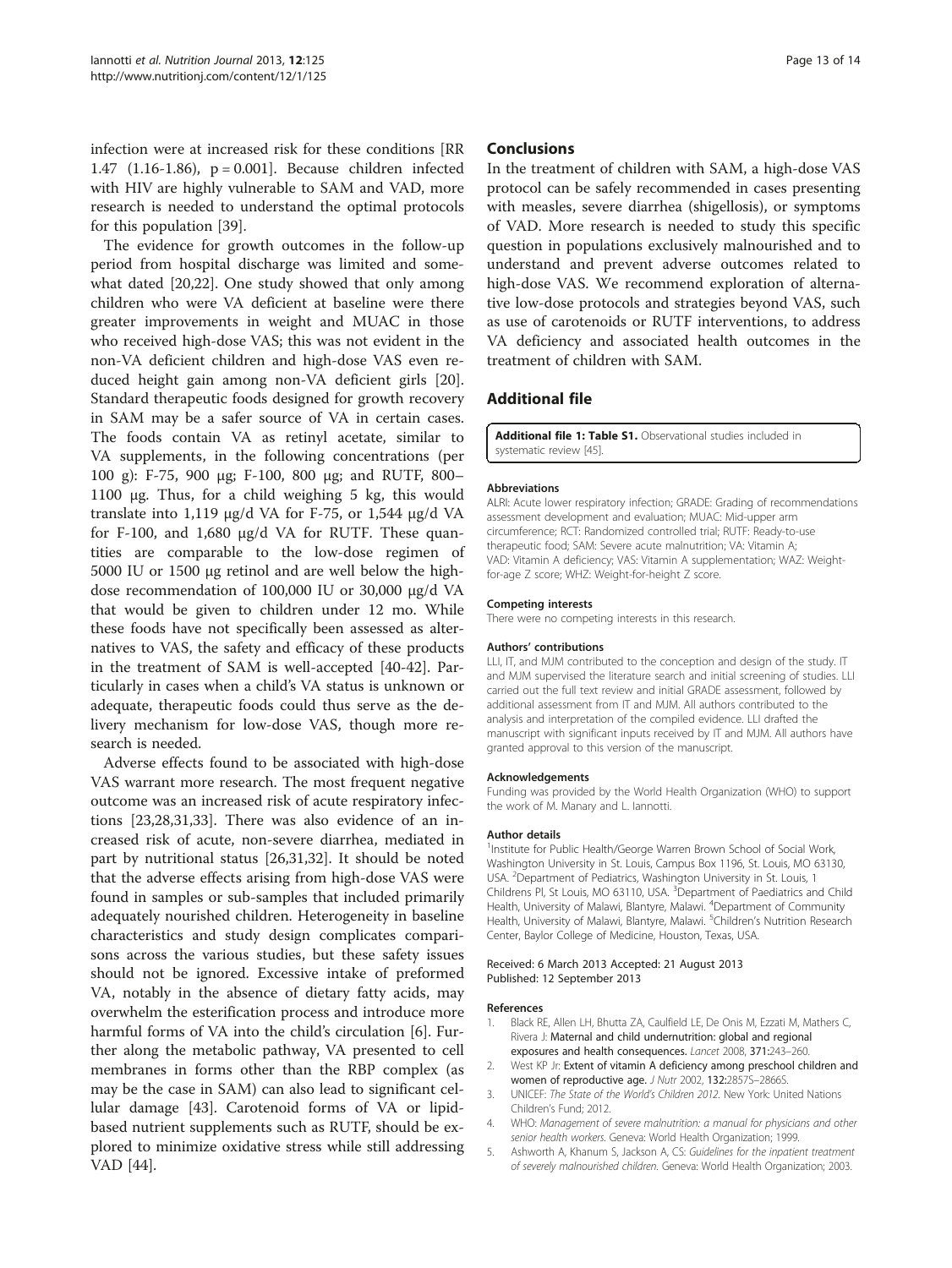infection were at increased risk for these conditions [RR 1.47 (1.16-1.86), p = 0.001]. Because children infected with HIV are highly vulnerable to SAM and VAD, more research is needed to understand the optimal protocols for this population [39].

The evidence for growth outcomes in the follow-up period from hospital discharge was limited and somewhat dated [20,22]. One study showed that only among children who were VA deficient at baseline were there greater improvements in weight and MUAC in those who received high-dose VAS; this was not evident in the non-VA deficient children and high-dose VAS even reduced height gain among non-VA deficient girls [20]. Standard therapeutic foods designed for growth recovery in SAM may be a safer source of VA in certain cases. The foods contain VA as retinyl acetate, similar to VA supplements, in the following concentrations (per 100 g): F-75, 900 μg; F-100, 800 μg; and RUTF, 800–1100 μg. Thus, for a child weighing 5 kg, this would translate into 1,119 μg/d VA for F-75, or 1,544 μg/d VA for F-100, and 1,680 μg/d VA for RUTF. These quantities are comparable to the low-dose regimen of 5000 IU or 1500 μg retinol and are well below the high-dose recommendation of 100,000 IU or 30,000 μg/d VA that would be given to children under 12 mo. While these foods have not specifically been assessed as alternatives to VAS, the safety and efficacy of these products in the treatment of SAM is well-accepted [40-42]. Particularly in cases when a child's VA status is unknown or adequate, therapeutic foods could thus serve as the delivery mechanism for low-dose VAS, though more research is needed.

Adverse effects found to be associated with high-dose VAS warrant more research. The most frequent negative outcome was an increased risk of acute respiratory infections [23,28,31,33]. There was also evidence of an increased risk of acute, non-severe diarrhea, mediated in part by nutritional status [26,31,32]. It should be noted that the adverse effects arising from high-dose VAS were found in samples or sub-samples that included primarily adequately nourished children. Heterogeneity in baseline characteristics and study design complicates comparisons across the various studies, but these safety issues should not be ignored. Excessive intake of preformed VA, notably in the absence of dietary fatty acids, may overwhelm the esterification process and introduce more harmful forms of VA into the child's circulation [6]. Further along the metabolic pathway, VA presented to cell membranes in forms other than the RBP complex (as may be the case in SAM) can also lead to significant cellular damage [43]. Carotenoid forms of VA or lipid-based nutrient supplements such as RUTF, should be explored to minimize oxidative stress while still addressing VAD [44].

## Conclusions

In the treatment of children with SAM, a high-dose VAS protocol can be safely recommended in cases presenting with measles, severe diarrhea (shigellosis), or symptoms of VAD. More research is needed to study this specific question in populations exclusively malnourished and to understand and prevent adverse outcomes related to high-dose VAS. We recommend exploration of alternative low-dose protocols and strategies beyond VAS, such as use of carotenoids or RUTF interventions, to address VA deficiency and associated health outcomes in the treatment of children with SAM.

## Additional file

**Additional file 1: Table S1.** Observational studies included in systematic review [45].

#### Abbreviations

ALRI: Acute lower respiratory infection; GRADE: Grading of recommendations assessment development and evaluation; MUAC: Mid-upper arm circumference; RCT: Randomized controlled trial; RUTF: Ready-to-use therapeutic food; SAM: Severe acute malnutrition; VA: Vitamin A; VAD: Vitamin A deficiency; VAS: Vitamin A supplementation; WAZ: Weight-for-age Z score; WHZ: Weight-for-height Z score.

#### Competing interests

There were no competing interests in this research.

#### Authors' contributions

LLI, IT, and MJM contributed to the conception and design of the study. IT and MJM supervised the literature search and initial screening of studies. LLI carried out the full text review and initial GRADE assessment, followed by additional assessment from IT and MJM. All authors contributed to the analysis and interpretation of the compiled evidence. LLI drafted the manuscript with significant inputs received by IT and MJM. All authors have granted approval to this version of the manuscript.

#### Acknowledgements

Funding was provided by the World Health Organization (WHO) to support the work of M. Manary and L. Iannotti.

#### Author details

[1]Institute for Public Health/George Warren Brown School of Social Work, Washington University in St. Louis, Campus Box 1196, St. Louis, MO 63130, USA. [2]Department of Pediatrics, Washington University in St. Louis, 1 Childrens Pl, St Louis, MO 63110, USA. [3]Department of Paediatrics and Child Health, University of Malawi, Blantyre, Malawi. [4]Department of Community Health, University of Malawi, Blantyre, Malawi. [5]Children's Nutrition Research Center, Baylor College of Medicine, Houston, Texas, USA.

Received: 6 March 2013 Accepted: 21 August 2013
Published: 12 September 2013

#### References

1. Black RE, Allen LH, Bhutta ZA, Caulfield LE, De Onis M, Ezzati M, Mathers C, Rivera J: **Maternal and child undernutrition: global and regional exposures and health consequences.** *Lancet* 2008, 371:243–260.
2. West KP Jr: **Extent of vitamin A deficiency among preschool children and women of reproductive age.** *J Nutr* 2002, 132:2857S–2866S.
3. UNICEF: *The State of the World's Children 2012.* New York: United Nations Children's Fund; 2012.
4. WHO: *Management of severe malnutrition: a manual for physicians and other senior health workers.* Geneva: World Health Organization; 1999.
5. Ashworth A, Khanum S, Jackson A, CS: *Guidelines for the inpatient treatment of severely malnourished children.* Geneva: World Health Organization; 2003.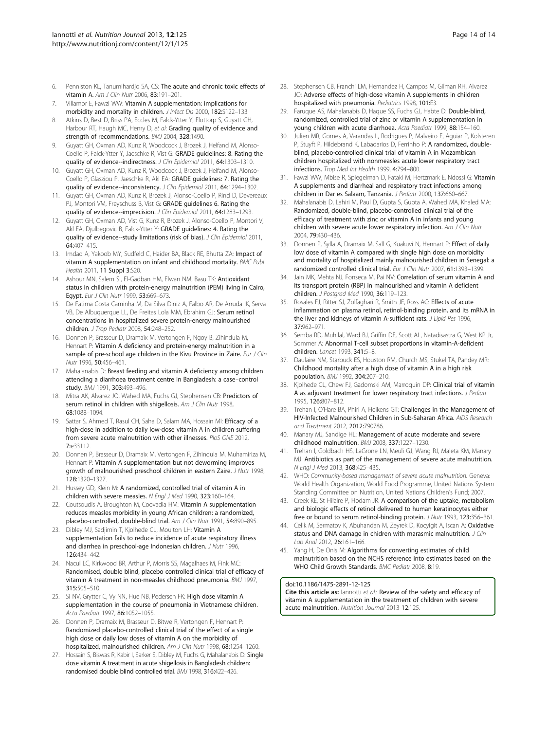6. Penniston KL, Tanumihardjo SA, CS: **The acute and chronic toxic effects of vitamin A.** *Am J Clin Nutr* 2006, **83:**191–201.
7. Villamor E, Fawzi WW: **Vitamin A supplementation: implications for morbidity and mortality in children.** *J Infect Dis* 2000, **182:**S122–133.
8. Atkins D, Best D, Briss PA, Eccles M, Falck-Ytter Y, Flottorp S, Guyatt GH, Harbour RT, Haugh MC, Henry D, *et al*: **Grading quality of evidence and strength of recommendations.** *BMJ* 2004, **328:**1490.
9. Guyatt GH, Oxman AD, Kunz R, Woodcock J, Brozek J, Helfand M, Alonso-Coello P, Falck-Ytter Y, Jaeschke R, Vist G: **GRADE guidelines: 8. Rating the quality of evidence--indirectness.** *J Clin Epidemiol* 2011, **64:**1303–1310.
10. Guyatt GH, Oxman AD, Kunz R, Woodcock J, Brozek J, Helfand M, Alonso-Coello P, Glasziou P, Jaeschke R, Akl EA: **GRADE guidelines: 7. Rating the quality of evidence--inconsistency.** *J Clin Epidemiol* 2011, **64:**1294–1302.
11. Guyatt GH, Oxman AD, Kunz R, Brozek J, Alonso-Coello P, Rind D, Devereaux PJ, Montori VM, Freyschuss B, Vist G: **GRADE guidelines 6. Rating the quality of evidence--imprecision.** *J Clin Epidemiol* 2011, **64:**1283–1293.
12. Guyatt GH, Oxman AD, Vist G, Kunz R, Brozek J, Alonso-Coello P, Montori V, Akl EA, Djulbegovic B, Falck-Ytter Y: **GRADE guidelines: 4. Rating the quality of evidence--study limitations (risk of bias).** *J Clin Epidemiol* 2011, **64:**407–415.
13. Imdad A, Yakoob MY, Sudfeld C, Haider BA, Black RE, Bhutta ZA: **Impact of vitamin A supplementation on infant and childhood mortality.** *BMC Publ Health* 2011, **11 Suppl 3:**S20.
14. Ashour MN, Salem SI, El-Gadban HM, Elwan NM, Basu TK: **Antioxidant status in children with protein-energy malnutrition (PEM) living in Cairo, Egypt.** *Eur J Clin Nutr* 1999, **53:**669–673.
15. De Fatima Costa Caminha M, Da Silva Diniz A, Falbo AR, De Arruda IK, Serva VB, De Albuquerque LL, De Freitas Lola MM, Ebrahim GJ: **Serum retinol concentrations in hospitalized severe protein-energy malnourished children.** *J Trop Pediatr* 2008, **54:**248–252.
16. Donnen P, Brasseur D, Dramaix M, Vertongen F, Ngoy B, Zihindula M, Hennart P: **Vitamin A deficiency and protein-energy malnutrition in a sample of pre-school age children in the Kivu Province in Zaire.** *Eur J Clin Nutr* 1996, **50:**456–461.
17. Mahalanabis D: **Breast feeding and vitamin A deficiency among children attending a diarrhoea treatment centre in Bangladesh: a case–control study.** *BMJ* 1991, **303:**493–496.
18. Mitra AK, Alvarez JO, Wahed MA, Fuchs GJ, Stephensen CB: **Predictors of serum retinol in children with shigellosis.** *Am J Clin Nutr* 1998, **68:**1088–1094.
19. Sattar S, Ahmed T, Rasul CH, Saha D, Salam MA, Hossain MI: **Efficacy of a high-dose in addition to daily low-dose vitamin A in children suffering from severe acute malnutrition with other illnesses.** *PloS ONE* 2012, **7:**e33112.
20. Donnen P, Brasseur D, Dramaix M, Vertongen F, Zihindula M, Muhamiriza M, Hennart P: **Vitamin A supplementation but not deworming improves growth of malnourished preschool children in eastern Zaire.** *J Nutr* 1998, **128:**1320–1327.
21. Hussey GD, Klein M: **A randomized, controlled trial of vitamin A in children with severe measles.** *N Engl J Med* 1990, **323:**160–164.
22. Coutsoudis A, Broughton M, Coovadia HM: **Vitamin A supplementation reduces measles morbidity in young African children: a randomized, placebo-controlled, double-blind trial.** *Am J Clin Nutr* 1991, **54:**890–895.
23. Dibley MJ, Sadjimin T, Kjolhede CL, Moulton LH: **Vitamin A supplementation fails to reduce incidence of acute respiratory illness and diarrhea in preschool-age Indonesian children.** *J Nutr* 1996, **126:**434–442.
24. Nacul LC, Kirkwood BR, Arthur P, Morris SS, Magalhaes M, Fink MC: **Randomised, double blind, placebo controlled clinical trial of efficacy of vitamin A treatment in non-measles childhood pneumonia.** *BMJ* 1997, **315:**505–510.
25. Si NV, Grytter C, Vy NN, Hue NB, Pedersen FK: **High dose vitamin A supplementation in the course of pneumonia in Vietnamese children.** *Acta Paediatr* 1997, **86:**1052–1055.
26. Donnen P, Dramaix M, Brasseur D, Bitwe R, Vertongen F, Hennart P: **Randomized placebo-controlled clinical trial of the effect of a single high dose or daily low doses of vitamin A on the morbidity of hospitalized, malnourished children.** *Am J Clin Nutr* 1998, **68:**1254–1260.
27. Hossain S, Biswas R, Kabir I, Sarker S, Dibley M, Fuchs G, Mahalanabis D: **Single dose vitamin A treatment in acute shigellosis in Bangladesh children: randomised double blind controlled trial.** *BMJ* 1998, **316:**422–426.
28. Stephensen CB, Franchi LM, Hernandez H, Campos M, Gilman RH, Alvarez JO: **Adverse effects of high-dose vitamin A supplements in children hospitalized with pneumonia.** *Pediatrics* 1998, **101:**E3.
29. Faruque AS, Mahalanabis D, Haque SS, Fuchs GJ, Habte D: **Double-blind, randomized, controlled trial of zinc or vitamin A supplementation in young children with acute diarrhoea.** *Acta Paediatr* 1999, **88:**154–160.
30. Julien MR, Gomes A, Varandas L, Rodrigues P, Malveiro F, Aguiar P, Kolsteren P, Stuyft P, Hildebrand K, Labadarios D, Ferrinho P: **A randomized, double-blind, placebo-controlled clinical trial of vitamin A in Mozambican children hospitalized with nonmeasles acute lower respiratory tract infections.** *Trop Med Int Health* 1999, **4:**794–800.
31. Fawzi WW, Mbise R, Spiegelman D, Fataki M, Hertzmark E, Ndossi G: **Vitamin A supplements and diarrheal and respiratory tract infections among children in Dar es Salaam, Tanzania.** *J Pediatr* 2000, **137:**660–667.
32. Mahalanabis D, Lahiri M, Paul D, Gupta S, Gupta A, Wahed MA, Khaled MA: **Randomized, double-blind, placebo-controlled clinical trial of the efficacy of treatment with zinc or vitamin A in infants and young children with severe acute lower respiratory infection.** *Am J Clin Nutr* 2004, **79:**430–436.
33. Donnen P, Sylla A, Dramaix M, Sall G, Kuakuvi N, Hennart P: **Effect of daily low dose of vitamin A compared with single high dose on morbidity and mortality of hospitalized mainly malnourished children in Senegal: a randomized controlled clinical trial.** *Eur J Clin Nutr* 2007, **61:**1393–1399.
34. Jain MK, Mehta NJ, Fonseca M, Pai NV: **Correlation of serum vitamin A and its transport protein (RBP) in malnourished and vitamin A deficient children.** *J Postgrad Med* 1990, **36:**119–123.
35. Rosales FJ, Ritter SJ, Zolfaghari R, Smith JE, Ross AC: **Effects of acute inflammation on plasma retinol, retinol-binding protein, and its mRNA in the liver and kidneys of vitamin A-sufficient rats.** *J Lipid Res* 1996, **37:**962–971.
36. Semba RD, Muhilal, Ward BJ, Griffin DE, Scott AL, Natadisastra G, West KP Jr, Sommer A: **Abnormal T-cell subset proportions in vitamin-A-deficient children.** *Lancet* 1993, **341:**5–8.
37. Daulaire NM, Starbuck ES, Houston RM, Church MS, Stukel TA, Pandey MR: **Childhood mortality after a high dose of vitamin A in a high risk population.** *BMJ* 1992, **304:**207–210.
38. Kjolhede CL, Chew FJ, Gadomski AM, Marroquin DP: **Clinical trial of vitamin A as adjuvant treatment for lower respiratory tract infections.** *J Pediatr* 1995, **126:**807–812.
39. Trehan I, O'Hare BA, Phiri A, Heikens GT: **Challenges in the Management of HIV-Infected Malnourished Children in Sub-Saharan Africa.** *AIDS Research and Treatment* 2012, **2012:**790786.
40. Manary MJ, Sandige HL: **Management of acute moderate and severe childhood malnutrition.** *BMJ* 2008, **337:**1227–1230.
41. Trehan I, Goldbach HS, LaGrone LN, Meuli GJ, Wang RJ, Maleta KM, Manary MJ: **Antibiotics as part of the management of severe acute malnutrition.** *N Engl J Med* 2013, **368:**425–435.
42. WHO: *Community-based management of severe acute malnutrition.* Geneva: World Health Organization, World Food Programme, United Nations System Standing Committee on Nutrition, United Nations Children's Fund; 2007.
43. Creek KE, St Hilaire P, Hodam JR: **A comparison of the uptake, metabolism and biologic effects of retinol delivered to human keratinocytes either free or bound to serum retinol-binding protein.** *J Nutr* 1993, **123:**356–361.
44. Celik M, Sermatov K, Abuhandan M, Zeyrek D, Kocyigit A, Iscan A: **Oxidative status and DNA damage in chidren with marasmic malnutrition.** *J Clin Lab Anal* 2012, **26:**161–166.
45. Yang H, De Onis M: **Algorithms for converting estimates of child malnutrition based on the NCHS reference into estimates based on the WHO Child Growth Standards.** *BMC Pediatr* 2008, **8:**19.

doi:10.1186/1475-2891-12-125

**Cite this article as:** Iannotti *et al.*: Review of the safety and efficacy of vitamin A supplementation in the treatment of children with severe acute malnutrition. *Nutrition Journal* 2013 **12**:125.